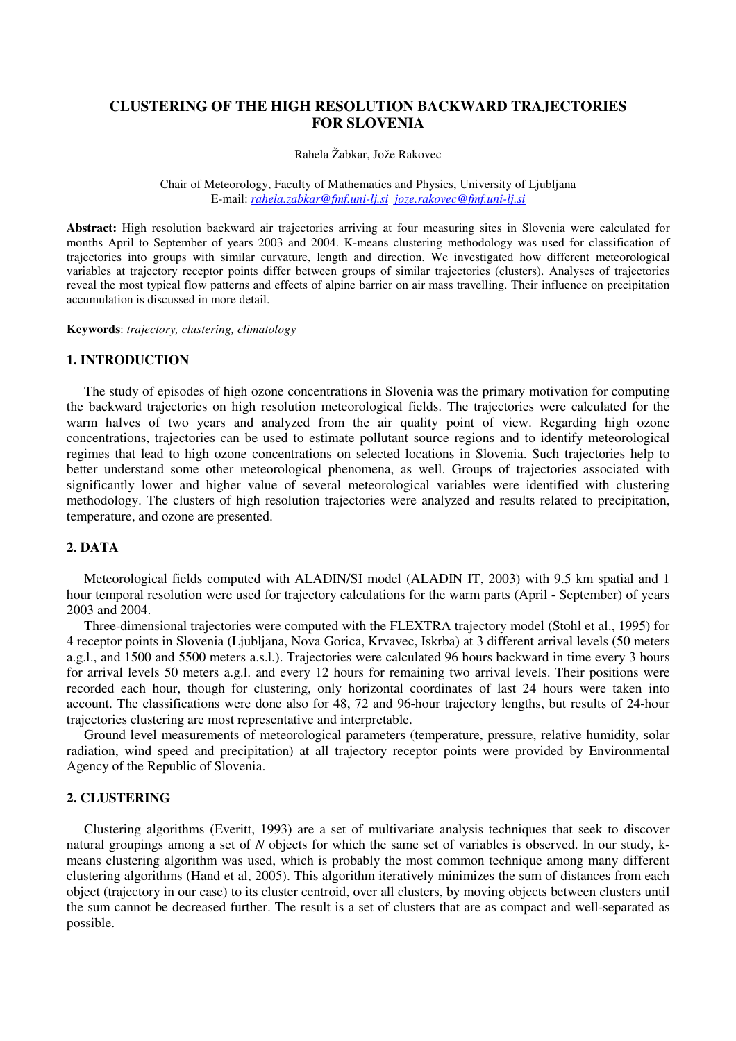# CLUSTERING OF THE HIGH RESOLUTION BACKWARD TRAJECTORIES FOR SLOVENIA

Rahela Žabkar, Jože Rakovec

Chair of Meteorology, Faculty of Mathematics and Physics, University of Ljubljana
E-mail: rahela.zabkar@fmf.uni-lj.si joze.rakovec@fmf.uni-lj.si

**Abstract:** High resolution backward air trajectories arriving at four measuring sites in Slovenia were calculated for months April to September of years 2003 and 2004. K-means clustering methodology was used for classification of trajectories into groups with similar curvature, length and direction. We investigated how different meteorological variables at trajectory receptor points differ between groups of similar trajectories (clusters). Analyses of trajectories reveal the most typical flow patterns and effects of alpine barrier on air mass travelling. Their influence on precipitation accumulation is discussed in more detail.

**Keywords**: *trajectory, clustering, climatology*

## 1. INTRODUCTION

The study of episodes of high ozone concentrations in Slovenia was the primary motivation for computing the backward trajectories on high resolution meteorological fields. The trajectories were calculated for the warm halves of two years and analyzed from the air quality point of view. Regarding high ozone concentrations, trajectories can be used to estimate pollutant source regions and to identify meteorological regimes that lead to high ozone concentrations on selected locations in Slovenia. Such trajectories help to better understand some other meteorological phenomena, as well. Groups of trajectories associated with significantly lower and higher value of several meteorological variables were identified with clustering methodology. The clusters of high resolution trajectories were analyzed and results related to precipitation, temperature, and ozone are presented.

## 2. DATA

Meteorological fields computed with ALADIN/SI model (ALADIN IT, 2003) with 9.5 km spatial and 1 hour temporal resolution were used for trajectory calculations for the warm parts (April - September) of years 2003 and 2004.

Three-dimensional trajectories were computed with the FLEXTRA trajectory model (Stohl et al., 1995) for 4 receptor points in Slovenia (Ljubljana, Nova Gorica, Krvavec, Iskrba) at 3 different arrival levels (50 meters a.g.l., and 1500 and 5500 meters a.s.l.). Trajectories were calculated 96 hours backward in time every 3 hours for arrival levels 50 meters a.g.l. and every 12 hours for remaining two arrival levels. Their positions were recorded each hour, though for clustering, only horizontal coordinates of last 24 hours were taken into account. The classifications were done also for 48, 72 and 96-hour trajectory lengths, but results of 24-hour trajectories clustering are most representative and interpretable.

Ground level measurements of meteorological parameters (temperature, pressure, relative humidity, solar radiation, wind speed and precipitation) at all trajectory receptor points were provided by Environmental Agency of the Republic of Slovenia.

## 2. CLUSTERING

Clustering algorithms (Everitt, 1993) are a set of multivariate analysis techniques that seek to discover natural groupings among a set of *N* objects for which the same set of variables is observed. In our study, k-means clustering algorithm was used, which is probably the most common technique among many different clustering algorithms (Hand et al, 2005). This algorithm iteratively minimizes the sum of distances from each object (trajectory in our case) to its cluster centroid, over all clusters, by moving objects between clusters until the sum cannot be decreased further. The result is a set of clusters that are as compact and well-separated as possible.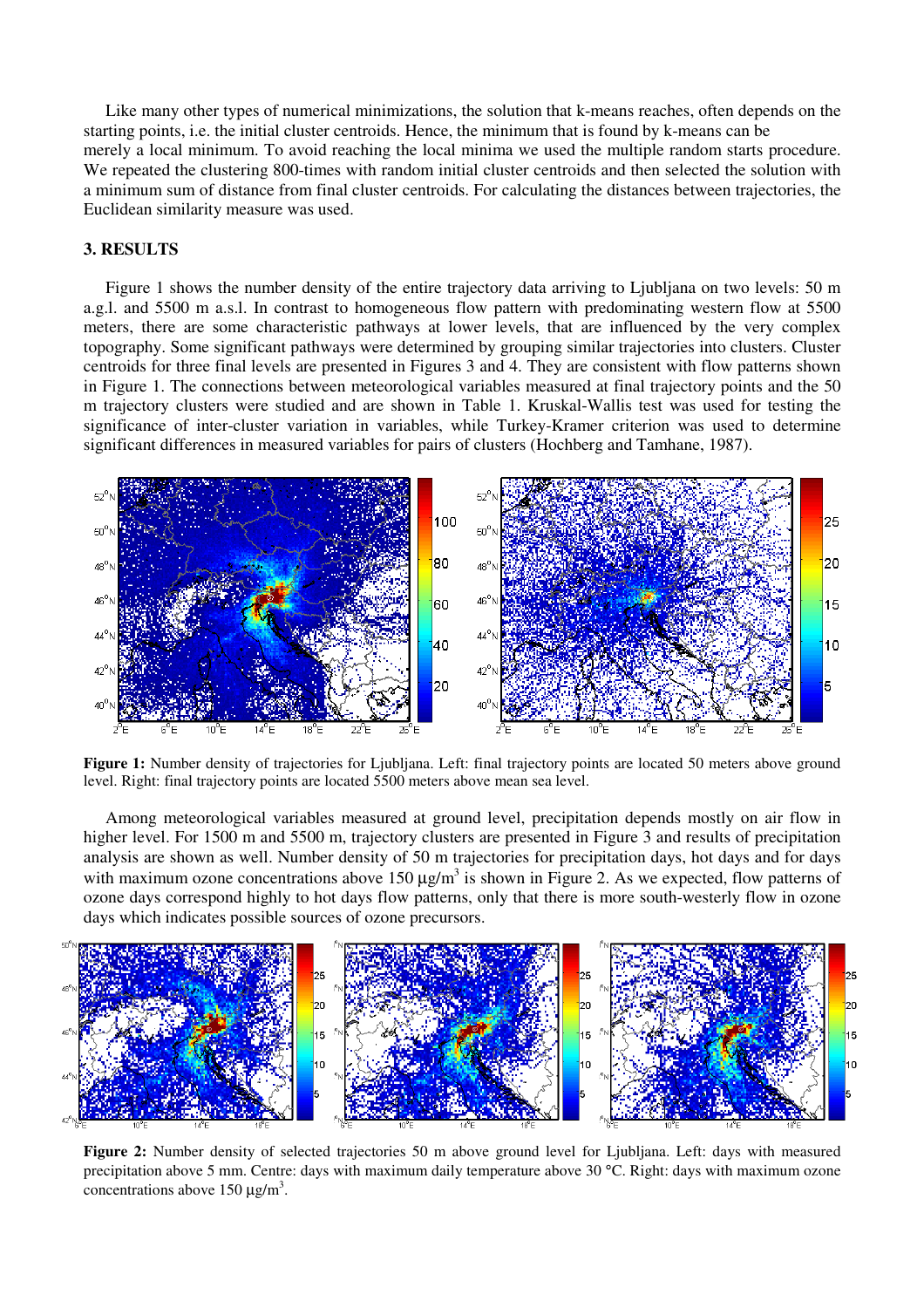Like many other types of numerical minimizations, the solution that k-means reaches, often depends on the starting points, i.e. the initial cluster centroids. Hence, the minimum that is found by k-means can be merely a local minimum. To avoid reaching the local minima we used the multiple random starts procedure. We repeated the clustering 800-times with random initial cluster centroids and then selected the solution with a minimum sum of distance from final cluster centroids. For calculating the distances between trajectories, the Euclidean similarity measure was used.

## 3. RESULTS

Figure 1 shows the number density of the entire trajectory data arriving to Ljubljana on two levels: 50 m a.g.l. and 5500 m a.s.l. In contrast to homogeneous flow pattern with predominating western flow at 5500 meters, there are some characteristic pathways at lower levels, that are influenced by the very complex topography. Some significant pathways were determined by grouping similar trajectories into clusters. Cluster centroids for three final levels are presented in Figures 3 and 4. They are consistent with flow patterns shown in Figure 1. The connections between meteorological variables measured at final trajectory points and the 50 m trajectory clusters were studied and are shown in Table 1. Kruskal-Wallis test was used for testing the significance of inter-cluster variation in variables, while Turkey-Kramer criterion was used to determine significant differences in measured variables for pairs of clusters (Hochberg and Tamhane, 1987).

**Figure 1:** Number density of trajectories for Ljubljana. Left: final trajectory points are located 50 meters above ground level. Right: final trajectory points are located 5500 meters above mean sea level.

Among meteorological variables measured at ground level, precipitation depends mostly on air flow in higher level. For 1500 m and 5500 m, trajectory clusters are presented in Figure 3 and results of precipitation analysis are shown as well. Number density of 50 m trajectories for precipitation days, hot days and for days with maximum ozone concentrations above 150 μg/m$^3$ is shown in Figure 2. As we expected, flow patterns of ozone days correspond highly to hot days flow patterns, only that there is more south-westerly flow in ozone days which indicates possible sources of ozone precursors.

**Figure 2:** Number density of selected trajectories 50 m above ground level for Ljubljana. Left: days with measured precipitation above 5 mm. Centre: days with maximum daily temperature above 30 °C. Right: days with maximum ozone concentrations above 150 μg/m$^3$.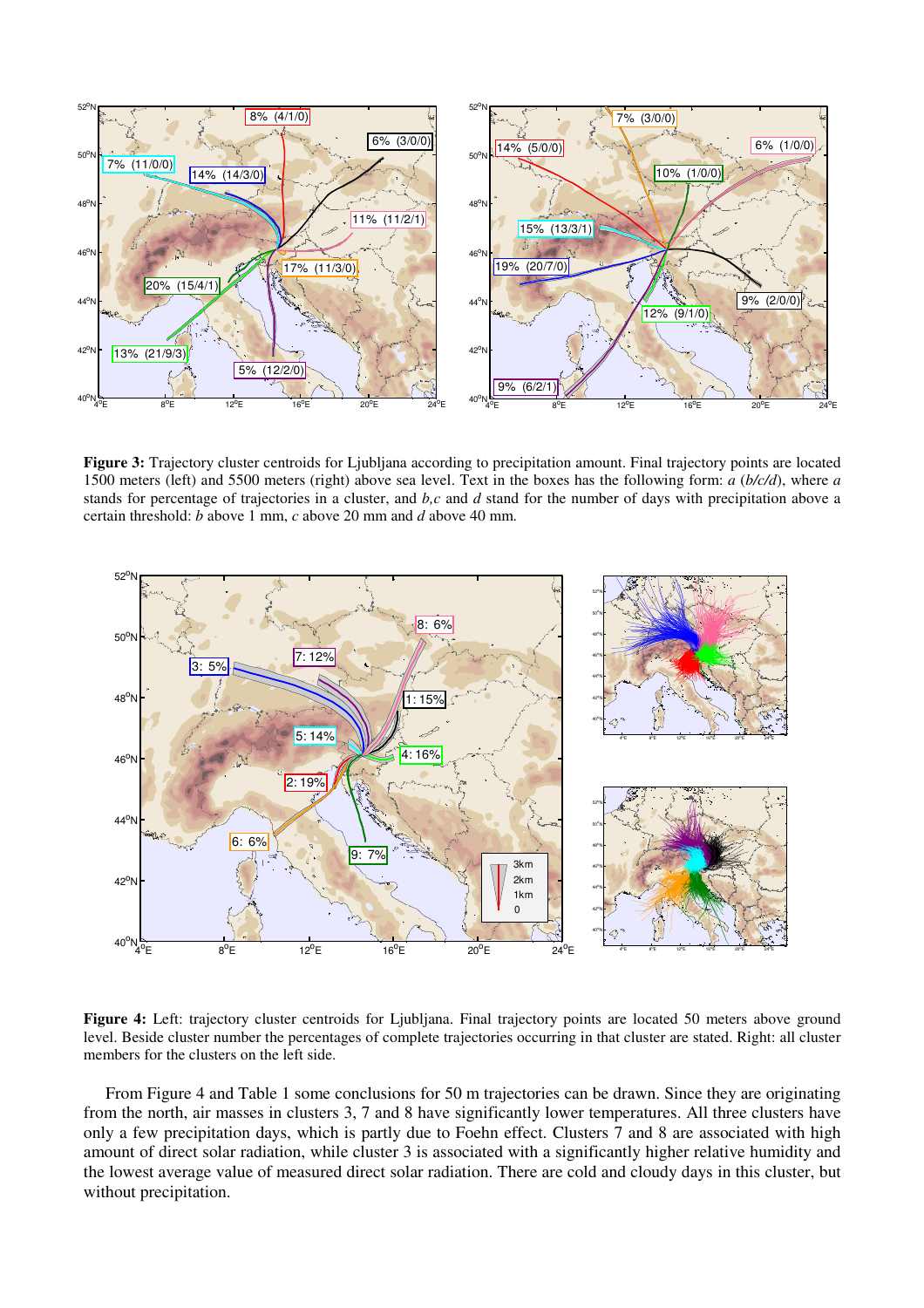**Figure 3:** Trajectory cluster centroids for Ljubljana according to precipitation amount. Final trajectory points are located 1500 meters (left) and 5500 meters (right) above sea level. Text in the boxes has the following form: *a* (*b*/*c*/*d*), where *a* stands for percentage of trajectories in a cluster, and *b*,*c* and *d* stand for the number of days with precipitation above a certain threshold: *b* above 1 mm, *c* above 20 mm and *d* above 40 mm.

**Figure 4:** Left: trajectory cluster centroids for Ljubljana. Final trajectory points are located 50 meters above ground level. Beside cluster number the percentages of complete trajectories occurring in that cluster are stated. Right: all cluster members for the clusters on the left side.

From Figure 4 and Table 1 some conclusions for 50 m trajectories can be drawn. Since they are originating from the north, air masses in clusters 3, 7 and 8 have significantly lower temperatures. All three clusters have only a few precipitation days, which is partly due to Foehn effect. Clusters 7 and 8 are associated with high amount of direct solar radiation, while cluster 3 is associated with a significantly higher relative humidity and the lowest average value of measured direct solar radiation. There are cold and cloudy days in this cluster, but without precipitation.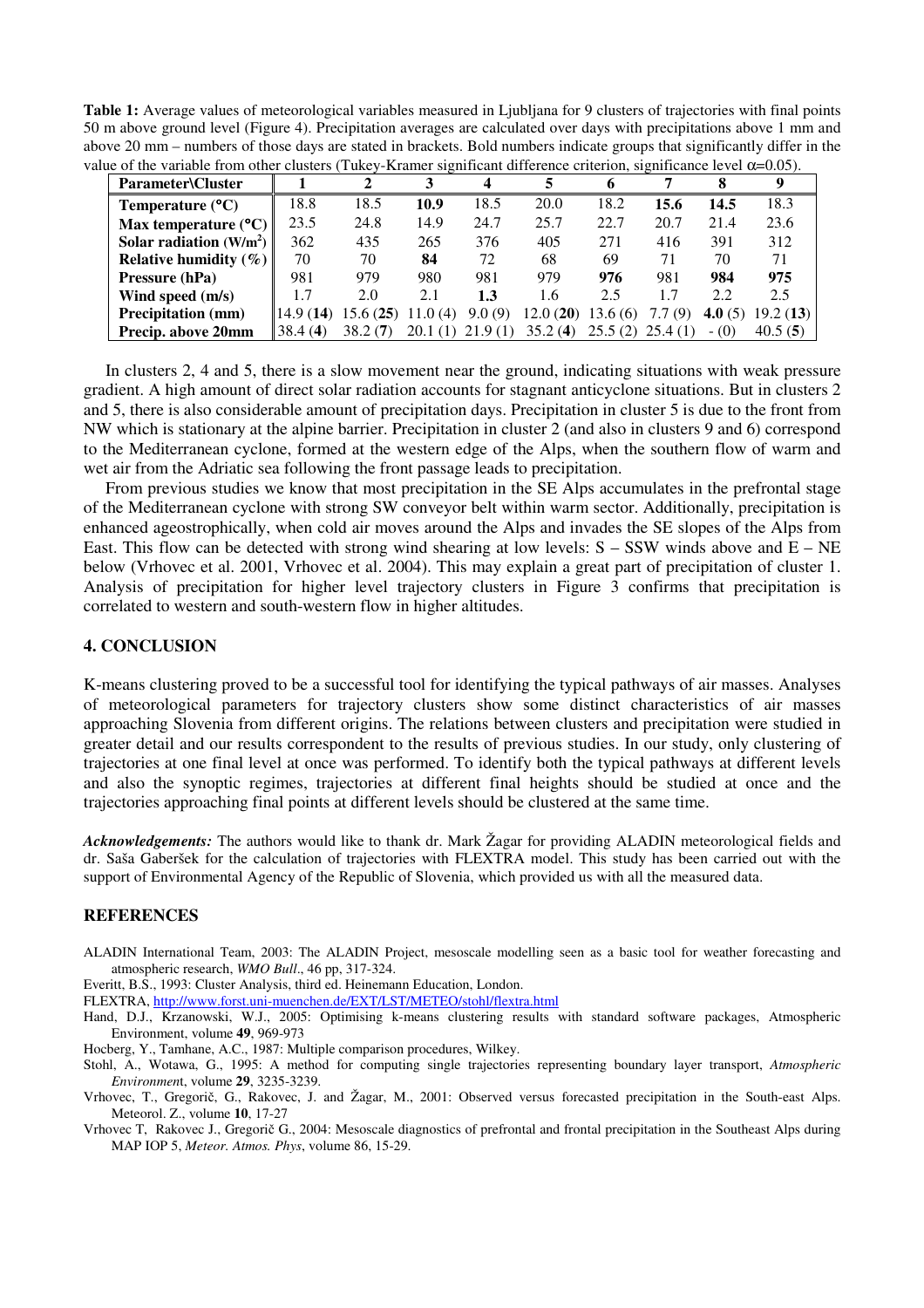**Table 1:** Average values of meteorological variables measured in Ljubljana for 9 clusters of trajectories with final points 50 m above ground level (Figure 4). Precipitation averages are calculated over days with precipitations above 1 mm and above 20 mm – numbers of those days are stated in brackets. Bold numbers indicate groups that significantly differ in the value of the variable from other clusters (Tukey-Kramer significant difference criterion, significance level $\alpha$=0.05).

| Parameter\Cluster | 1 | 2 | 3 | 4 | 5 | 6 | 7 | 8 | 9 |
|---|---|---|---|---|---|---|---|---|---|
| Temperature (°C) | 18.8 | 18.5 | **10.9** | 18.5 | 20.0 | 18.2 | **15.6** | **14.5** | 18.3 |
| Max temperature (°C) | 23.5 | 24.8 | 14.9 | 24.7 | 25.7 | 22.7 | 20.7 | 21.4 | 23.6 |
| Solar radiation (W/m$^2$) | 362 | 435 | 265 | 376 | 405 | 271 | 416 | 391 | 312 |
| Relative humidity (%) | 70 | 70 | **84** | 72 | 68 | 69 | 71 | 70 | 71 |
| Pressure (hPa) | 981 | 979 | 980 | 981 | 979 | **976** | 981 | **984** | **975** |
| Wind speed (m/s) | 1.7 | 2.0 | 2.1 | **1.3** | 1.6 | 2.5 | 1.7 | 2.2 | 2.5 |
| Precipitation (mm) | 14.9 (**14**) | 15.6 (**25**) | 11.0 (4) | 9.0 (9) | 12.0 (**20**) | 13.6 (6) | 7.7 (9) | **4.0** (5) | 19.2 (**13**) |
| Precip. above 20mm | 38.4 (**4**) | 38.2 (**7**) | 20.1 (1) | 21.9 (1) | 35.2 (**4**) | 25.5 (2) | 25.4 (1) | - (0) | 40.5 (**5**) |

In clusters 2, 4 and 5, there is a slow movement near the ground, indicating situations with weak pressure gradient. A high amount of direct solar radiation accounts for stagnant anticyclone situations. But in clusters 2 and 5, there is also considerable amount of precipitation days. Precipitation in cluster 5 is due to the front from NW which is stationary at the alpine barrier. Precipitation in cluster 2 (and also in clusters 9 and 6) correspond to the Mediterranean cyclone, formed at the western edge of the Alps, when the southern flow of warm and wet air from the Adriatic sea following the front passage leads to precipitation.

From previous studies we know that most precipitation in the SE Alps accumulates in the prefrontal stage of the Mediterranean cyclone with strong SW conveyor belt within warm sector. Additionally, precipitation is enhanced ageostrophically, when cold air moves around the Alps and invades the SE slopes of the Alps from East. This flow can be detected with strong wind shearing at low levels: S – SSW winds above and E – NE below (Vrhovec et al. 2001, Vrhovec et al. 2004). This may explain a great part of precipitation of cluster 1. Analysis of precipitation for higher level trajectory clusters in Figure 3 confirms that precipitation is correlated to western and south-western flow in higher altitudes.

## 4. CONCLUSION

K-means clustering proved to be a successful tool for identifying the typical pathways of air masses. Analyses of meteorological parameters for trajectory clusters show some distinct characteristics of air masses approaching Slovenia from different origins. The relations between clusters and precipitation were studied in greater detail and our results correspondent to the results of previous studies. In our study, only clustering of trajectories at one final level at once was performed. To identify both the typical pathways at different levels and also the synoptic regimes, trajectories at different final heights should be studied at once and the trajectories approaching final points at different levels should be clustered at the same time.

***Acknowledgements:*** The authors would like to thank dr. Mark Žagar for providing ALADIN meteorological fields and dr. Saša Gaberšek for the calculation of trajectories with FLEXTRA model. This study has been carried out with the support of Environmental Agency of the Republic of Slovenia, which provided us with all the measured data.

## REFERENCES

ALADIN International Team, 2003: The ALADIN Project, mesoscale modelling seen as a basic tool for weather forecasting and atmospheric research, *WMO Bull*., 46 pp, 317-324.

Everitt, B.S., 1993: Cluster Analysis, third ed. Heinemann Education, London.

FLEXTRA, http://www.forst.uni-muenchen.de/EXT/LST/METEO/stohl/flextra.html

Hand, D.J., Krzanowski, W.J., 2005: Optimising k-means clustering results with standard software packages, Atmospheric Environment, volume **49**, 969-973

Hocberg, Y., Tamhane, A.C., 1987: Multiple comparison procedures, Wilkey.

Stohl, A., Wotawa, G., 1995: A method for computing single trajectories representing boundary layer transport, *Atmospheric Environmen*t, volume **29**, 3235-3239.

Vrhovec, T., Gregorič, G., Rakovec, J. and Žagar, M., 2001: Observed versus forecasted precipitation in the South-east Alps. Meteorol. Z., volume **10**, 17-27

Vrhovec T, Rakovec J., Gregorič G., 2004: Mesoscale diagnostics of prefrontal and frontal precipitation in the Southeast Alps during MAP IOP 5, *Meteor. Atmos. Phys*, volume 86, 15-29.